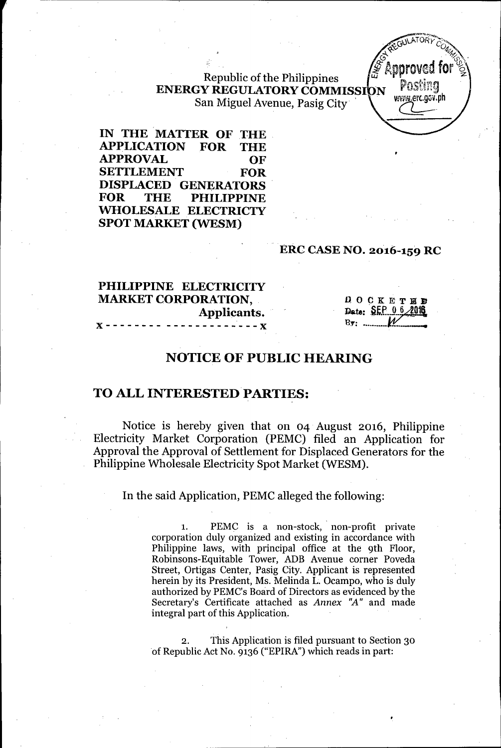Republic of the Philippines
**ENERGY REGULATORY COMMISSION**
San Miguel Avenue, Pasig City

Approved for Posting
www.erc.gov.ph

**IN THE MATTER OF THE APPLICATION FOR THE APPROVAL OF SETTLEMENT FOR DISPLACED GENERATORS FOR THE PHILIPPINE WHOLESALE ELECTRICTY SPOT MARKET (WESM)**

**ERC CASE NO. 2016-159 RC**

**PHILIPPINE ELECTRICITY MARKET CORPORATION,**
**Applicants.**
x - - - - - - - - - - - - - - - - - - - - - x

DOCKETED
Date: SEP 06 2016
By: ______

## NOTICE OF PUBLIC HEARING

## TO ALL INTERESTED PARTIES:

Notice is hereby given that on 04 August 2016, Philippine Electricity Market Corporation (PEMC) filed an Application for Approval the Approval of Settlement for Displaced Generators for the Philippine Wholesale Electricity Spot Market (WESM).

In the said Application, PEMC alleged the following:

> 1. PEMC is a non-stock, non-profit private corporation duly organized and existing in accordance with Philippine laws, with principal office at the 9th Floor, Robinsons-Equitable Tower, ADB Avenue corner Poveda Street, Ortigas Center, Pasig City. Applicant is represented herein by its President, Ms. Melinda L. Ocampo, who is duly authorized by PEMC's Board of Directors as evidenced by the Secretary's Certificate attached as *Annex "A"* and made integral part of this Application.
>
> 2. This Application is filed pursuant to Section 30 of Republic Act No. 9136 ("EPIRA") which reads in part: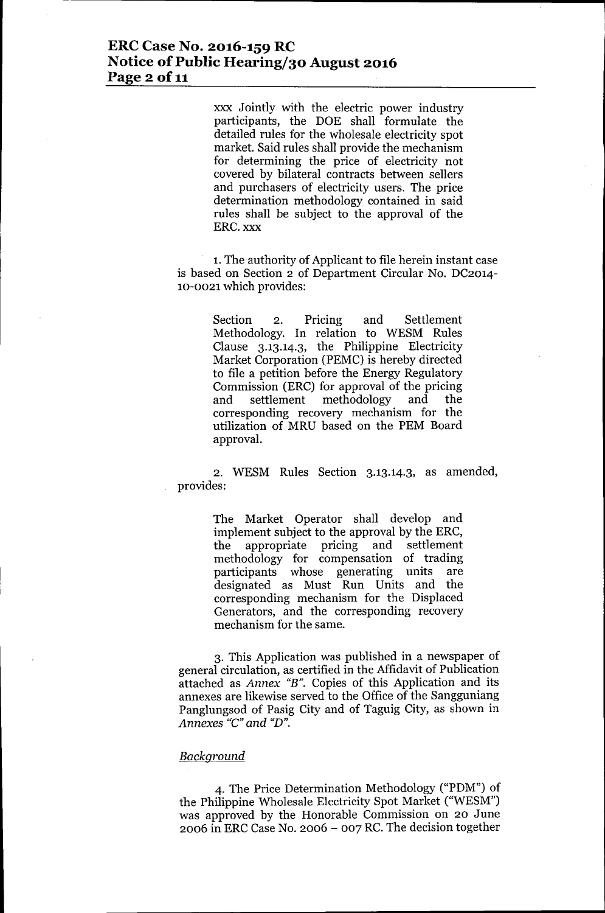> xxx Jointly with the electric power industry participants, the DOE shall formulate the detailed rules for the wholesale electricity spot market. Said rules shall provide the mechanism for determining the price of electricity not covered by bilateral contracts between sellers and purchasers of electricity users. The price determination methodology contained in said rules shall be subject to the approval of the ERC. xxx

1. The authority of Applicant to file herein instant case is based on Section 2 of Department Circular No. DC2014-10-0021 which provides:

> Section 2. Pricing and Settlement Methodology. In relation to WESM Rules Clause 3.13.14.3, the Philippine Electricity Market Corporation (PEMC) is hereby directed to file a petition before the Energy Regulatory Commission (ERC) for approval of the pricing and settlement methodology and the corresponding recovery mechanism for the utilization of MRU based on the PEM Board approval.

2. WESM Rules Section 3.13.14.3, as amended, provides:

> The Market Operator shall develop and implement subject to the approval by the ERC, the appropriate pricing and settlement methodology for compensation of trading participants whose generating units are designated as Must Run Units and the corresponding mechanism for the Displaced Generators, and the corresponding recovery mechanism for the same.

3. This Application was published in a newspaper of general circulation, as certified in the Affidavit of Publication attached as *Annex "B"*. Copies of this Application and its annexes are likewise served to the Office of the Sangguniang Panglungsod of Pasig City and of Taguig City, as shown in *Annexes "C" and "D"*.

## *Background*

4. The Price Determination Methodology ("PDM") of the Philippine Wholesale Electricity Spot Market ("WESM") was approved by the Honorable Commission on 20 June 2006 in ERC Case No. 2006 – 007 RC. The decision together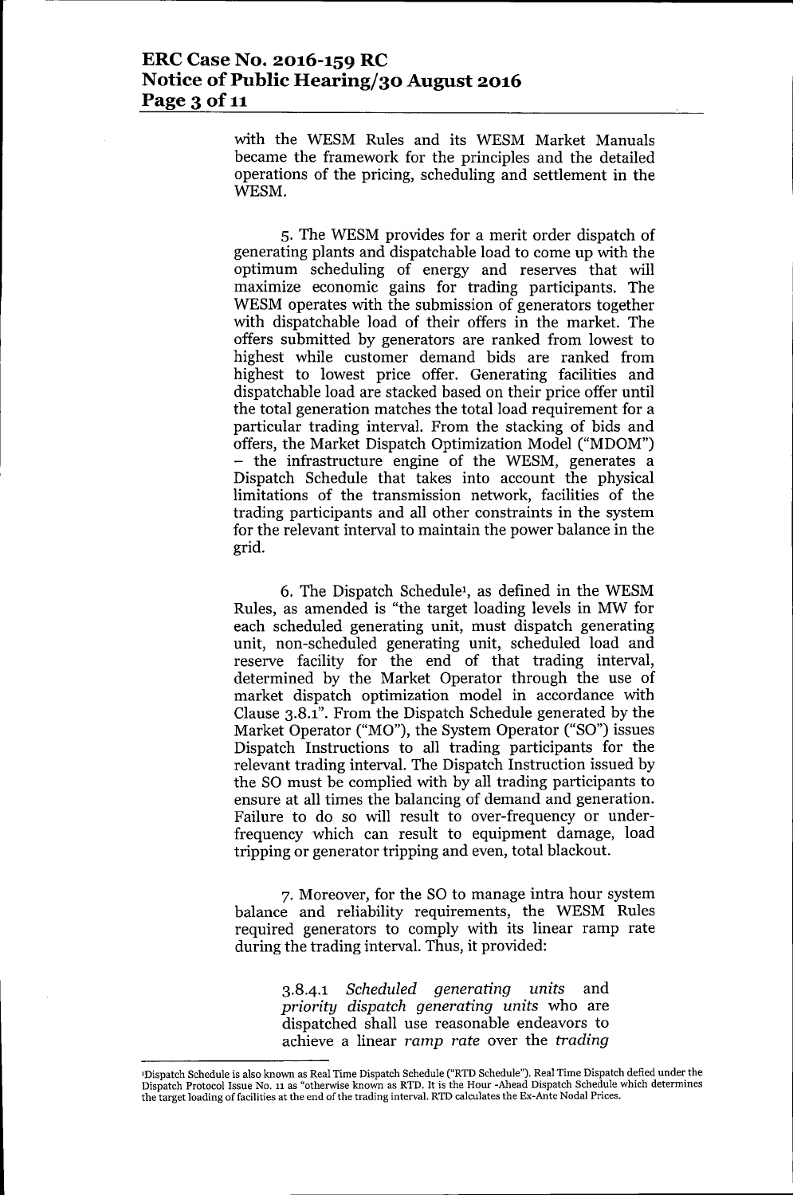with the WESM Rules and its WESM Market Manuals became the framework for the principles and the detailed operations of the pricing, scheduling and settlement in the WESM.

5. The WESM provides for a merit order dispatch of generating plants and dispatchable load to come up with the optimum scheduling of energy and reserves that will maximize economic gains for trading participants. The WESM operates with the submission of generators together with dispatchable load of their offers in the market. The offers submitted by generators are ranked from lowest to highest while customer demand bids are ranked from highest to lowest price offer. Generating facilities and dispatchable load are stacked based on their price offer until the total generation matches the total load requirement for a particular trading interval. From the stacking of bids and offers, the Market Dispatch Optimization Model ("MDOM") – the infrastructure engine of the WESM, generates a Dispatch Schedule that takes into account the physical limitations of the transmission network, facilities of the trading participants and all other constraints in the system for the relevant interval to maintain the power balance in the grid.

6. The Dispatch Schedule[1], as defined in the WESM Rules, as amended is "the target loading levels in MW for each scheduled generating unit, must dispatch generating unit, non-scheduled generating unit, scheduled load and reserve facility for the end of that trading interval, determined by the Market Operator through the use of market dispatch optimization model in accordance with Clause 3.8.1". From the Dispatch Schedule generated by the Market Operator ("MO"), the System Operator ("SO") issues Dispatch Instructions to all trading participants for the relevant trading interval. The Dispatch Instruction issued by the SO must be complied with by all trading participants to ensure at all times the balancing of demand and generation. Failure to do so will result to over-frequency or under-frequency which can result to equipment damage, load tripping or generator tripping and even, total blackout.

7. Moreover, for the SO to manage intra hour system balance and reliability requirements, the WESM Rules required generators to comply with its linear ramp rate during the trading interval. Thus, it provided:

> 3.8.4.1 *Scheduled generating units* and *priority dispatch generating units* who are dispatched shall use reasonable endeavors to achieve a linear *ramp rate* over the *trading*

---

[1] Dispatch Schedule is also known as Real Time Dispatch Schedule ("RTD Schedule"). Real Time Dispatch defied under the Dispatch Protocol Issue No. 11 as "otherwise known as RTD. It is the Hour -Ahead Dispatch Schedule which determines the target loading of facilities at the end of the trading interval. RTD calculates the Ex-Ante Nodal Prices.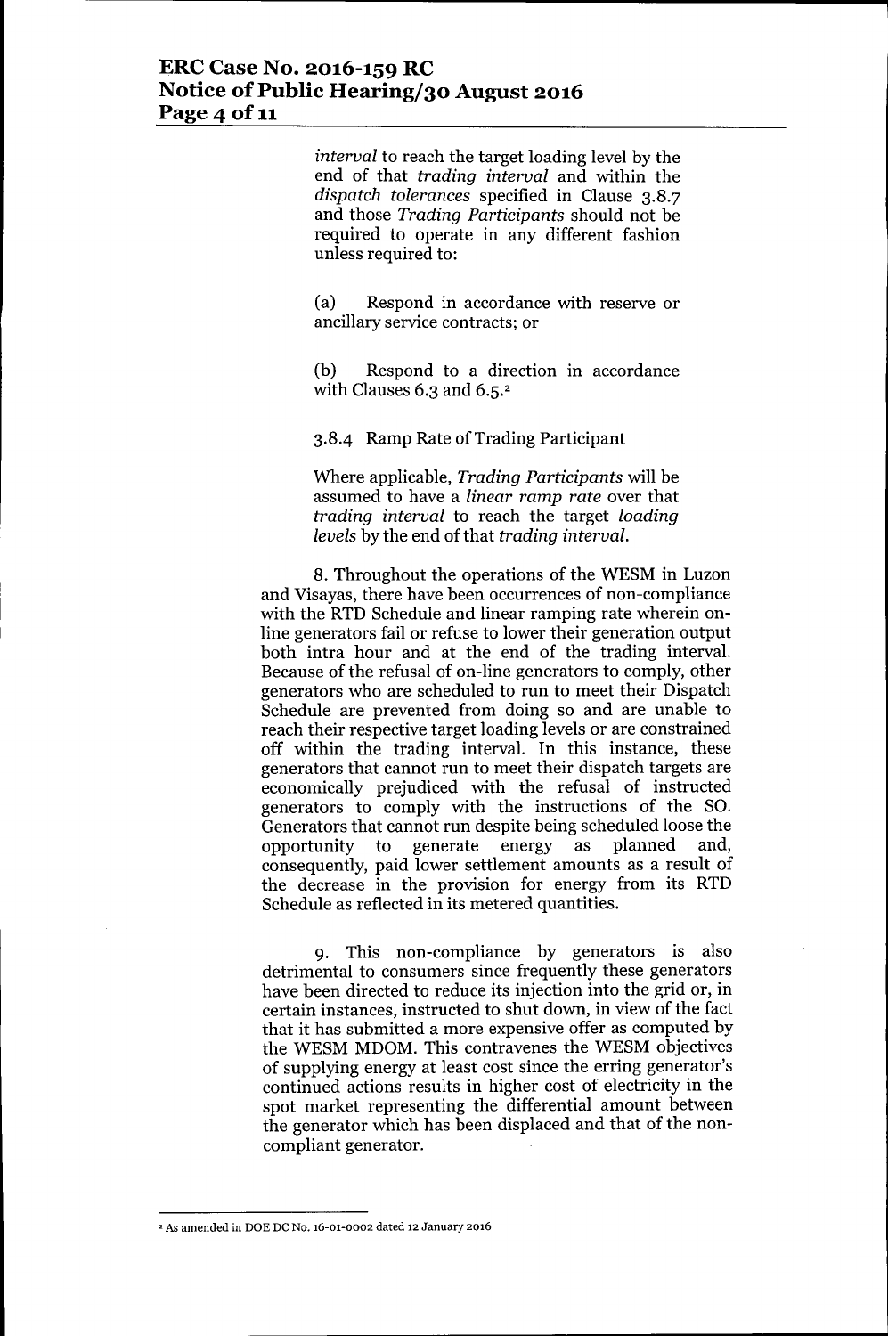*interval* to reach the target loading level by the end of that *trading interval* and within the *dispatch tolerances* specified in Clause 3.8.7 and those *Trading Participants* should not be required to operate in any different fashion unless required to:

(a) Respond in accordance with reserve or ancillary service contracts; or

(b) Respond to a direction in accordance with Clauses 6.3 and 6.5.[2]

3.8.4 Ramp Rate of Trading Participant

Where applicable, *Trading Participants* will be assumed to have a *linear ramp rate* over that *trading interval* to reach the target *loading levels* by the end of that *trading interval*.

8. Throughout the operations of the WESM in Luzon and Visayas, there have been occurrences of non-compliance with the RTD Schedule and linear ramping rate wherein on-line generators fail or refuse to lower their generation output both intra hour and at the end of the trading interval. Because of the refusal of on-line generators to comply, other generators who are scheduled to run to meet their Dispatch Schedule are prevented from doing so and are unable to reach their respective target loading levels or are constrained off within the trading interval. In this instance, these generators that cannot run to meet their dispatch targets are economically prejudiced with the refusal of instructed generators to comply with the instructions of the SO. Generators that cannot run despite being scheduled loose the opportunity to generate energy as planned and, consequently, paid lower settlement amounts as a result of the decrease in the provision for energy from its RTD Schedule as reflected in its metered quantities.

9. This non-compliance by generators is also detrimental to consumers since frequently these generators have been directed to reduce its injection into the grid or, in certain instances, instructed to shut down, in view of the fact that it has submitted a more expensive offer as computed by the WESM MDOM. This contravenes the WESM objectives of supplying energy at least cost since the erring generator's continued actions results in higher cost of electricity in the spot market representing the differential amount between the generator which has been displaced and that of the non-compliant generator.

---

[2] As amended in DOE DC No. 16-01-0002 dated 12 January 2016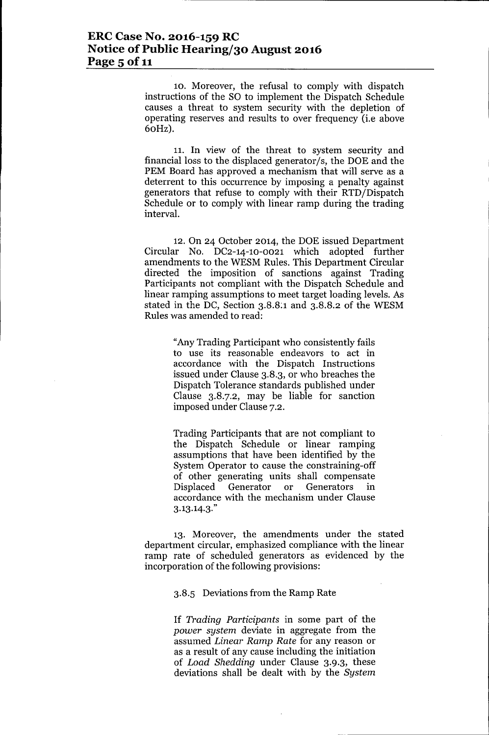10. Moreover, the refusal to comply with dispatch instructions of the SO to implement the Dispatch Schedule causes a threat to system security with the depletion of operating reserves and results to over frequency (i.e above 60Hz).

11. In view of the threat to system security and financial loss to the displaced generator/s, the DOE and the PEM Board has approved a mechanism that will serve as a deterrent to this occurrence by imposing a penalty against generators that refuse to comply with their RTD/Dispatch Schedule or to comply with linear ramp during the trading interval.

12. On 24 October 2014, the DOE issued Department Circular No. DC2-14-10-0021 which adopted further amendments to the WESM Rules. This Department Circular directed the imposition of sanctions against Trading Participants not compliant with the Dispatch Schedule and linear ramping assumptions to meet target loading levels. As stated in the DC, Section 3.8.8.1 and 3.8.8.2 of the WESM Rules was amended to read:

> "Any Trading Participant who consistently fails to use its reasonable endeavors to act in accordance with the Dispatch Instructions issued under Clause 3.8.3, or who breaches the Dispatch Tolerance standards published under Clause 3.8.7.2, may be liable for sanction imposed under Clause 7.2.
>
> Trading Participants that are not compliant to the Dispatch Schedule or linear ramping assumptions that have been identified by the System Operator to cause the constraining-off of other generating units shall compensate Displaced Generator or Generators in accordance with the mechanism under Clause 3.13.14.3."

13. Moreover, the amendments under the stated department circular, emphasized compliance with the linear ramp rate of scheduled generators as evidenced by the incorporation of the following provisions:

> 3.8.5 Deviations from the Ramp Rate
>
> If *Trading Participants* in some part of the *power system* deviate in aggregate from the assumed *Linear Ramp Rate* for any reason or as a result of any cause including the initiation of *Load Shedding* under Clause 3.9.3, these deviations shall be dealt with by the *System*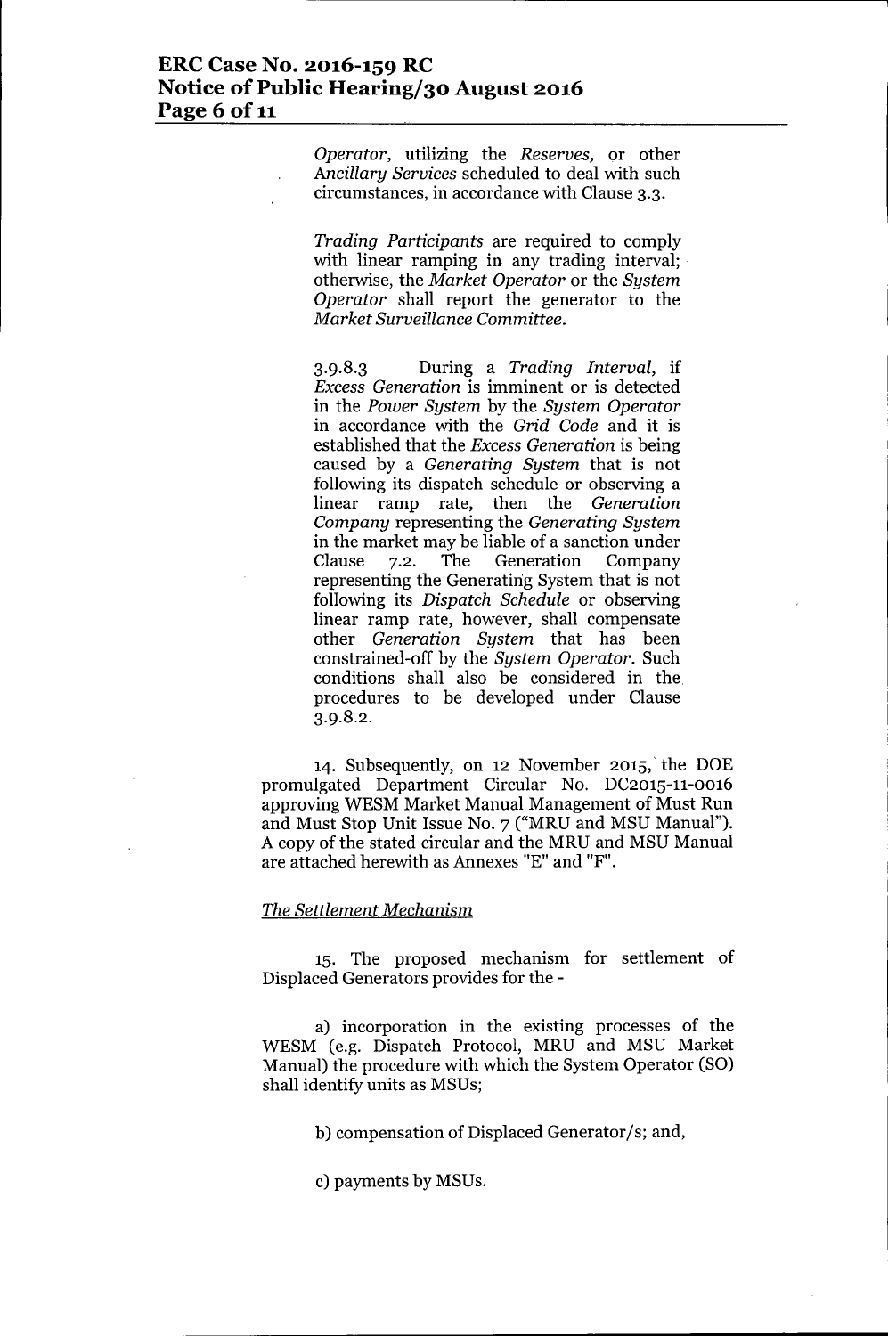*Operator*, utilizing the *Reserves*, or other *Ancillary Services* scheduled to deal with such circumstances, in accordance with Clause 3.3.

*Trading Participants* are required to comply with linear ramping in any trading interval; otherwise, the *Market Operator* or the *System Operator* shall report the generator to the *Market Surveillance Committee*.

3.9.8.3 During a *Trading Interval*, if *Excess Generation* is imminent or is detected in the *Power System* by the *System Operator* in accordance with the *Grid Code* and it is established that the *Excess Generation* is being caused by a *Generating System* that is not following its dispatch schedule or observing a linear ramp rate, then the *Generation Company* representing the *Generating System* in the market may be liable of a sanction under Clause 7.2. The Generation Company representing the Generating System that is not following its *Dispatch Schedule* or observing linear ramp rate, however, shall compensate other *Generation System* that has been constrained-off by the *System Operator*. Such conditions shall also be considered in the procedures to be developed under Clause 3.9.8.2.

14. Subsequently, on 12 November 2015, the DOE promulgated Department Circular No. DC2015-11-0016 approving WESM Market Manual Management of Must Run and Must Stop Unit Issue No. 7 ("MRU and MSU Manual"). A copy of the stated circular and the MRU and MSU Manual are attached herewith as Annexes "E" and "F".

*The Settlement Mechanism*

15. The proposed mechanism for settlement of Displaced Generators provides for the -

a) incorporation in the existing processes of the WESM (e.g. Dispatch Protocol, MRU and MSU Market Manual) the procedure with which the System Operator (SO) shall identify units as MSUs;

b) compensation of Displaced Generator/s; and,

c) payments by MSUs.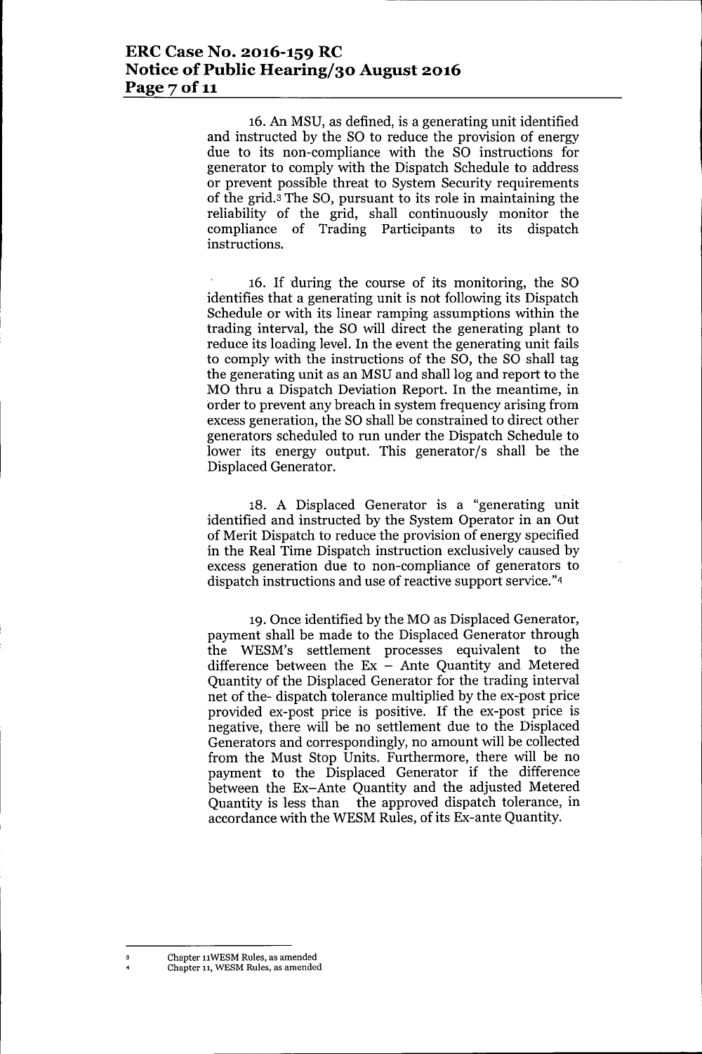16. An MSU, as defined, is a generating unit identified and instructed by the SO to reduce the provision of energy due to its non-compliance with the SO instructions for generator to comply with the Dispatch Schedule to address or prevent possible threat to System Security requirements of the grid.[3] The SO, pursuant to its role in maintaining the reliability of the grid, shall continuously monitor the compliance of Trading Participants to its dispatch instructions.

16. If during the course of its monitoring, the SO identifies that a generating unit is not following its Dispatch Schedule or with its linear ramping assumptions within the trading interval, the SO will direct the generating plant to reduce its loading level. In the event the generating unit fails to comply with the instructions of the SO, the SO shall tag the generating unit as an MSU and shall log and report to the MO thru a Dispatch Deviation Report. In the meantime, in order to prevent any breach in system frequency arising from excess generation, the SO shall be constrained to direct other generators scheduled to run under the Dispatch Schedule to lower its energy output. This generator/s shall be the Displaced Generator.

18. A Displaced Generator is a "generating unit identified and instructed by the System Operator in an Out of Merit Dispatch to reduce the provision of energy specified in the Real Time Dispatch instruction exclusively caused by excess generation due to non-compliance of generators to dispatch instructions and use of reactive support service."[4]

19. Once identified by the MO as Displaced Generator, payment shall be made to the Displaced Generator through the WESM's settlement processes equivalent to the difference between the Ex – Ante Quantity and Metered Quantity of the Displaced Generator for the trading interval net of the- dispatch tolerance multiplied by the ex-post price provided ex-post price is positive. If the ex-post price is negative, there will be no settlement due to the Displaced Generators and correspondingly, no amount will be collected from the Must Stop Units. Furthermore, there will be no payment to the Displaced Generator if the difference between the Ex–Ante Quantity and the adjusted Metered Quantity is less than the approved dispatch tolerance, in accordance with the WESM Rules, of its Ex-ante Quantity.

---

[3] Chapter 11WESM Rules, as amended

[4] Chapter 11, WESM Rules, as amended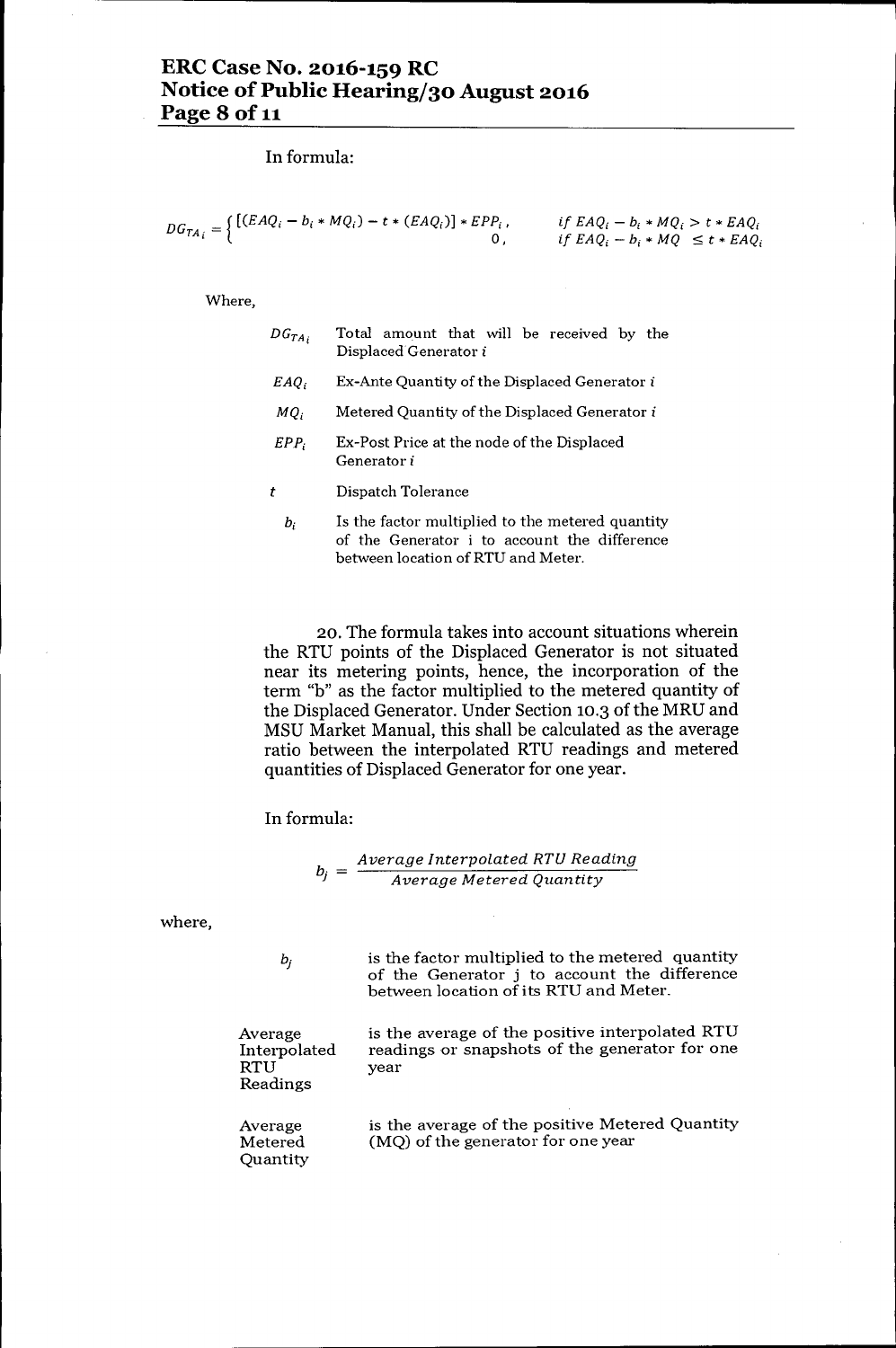In formula:

$$DG_{TA_i} = \begin{cases} [(EAQ_i - b_i * MQ_i) - t * (EAQ_i)] * EPP_i, & if\ EAQ_i - b_i * MQ_i > t * EAQ_i \\ 0, & if\ EAQ_i - b_i * MQ \leq t * EAQ_i \end{cases}$$

Where,

| | |
|---|---|
| $DG_{TA_i}$ | Total amount that will be received by the Displaced Generator $i$ |
| $EAQ_i$ | Ex-Ante Quantity of the Displaced Generator $i$ |
| $MQ_i$ | Metered Quantity of the Displaced Generator $i$ |
| $EPP_i$ | Ex-Post Price at the node of the Displaced Generator $i$ |
| $t$ | Dispatch Tolerance |
| $b_i$ | Is the factor multiplied to the metered quantity of the Generator i to account the difference between location of RTU and Meter. |

20. The formula takes into account situations wherein the RTU points of the Displaced Generator is not situated near its metering points, hence, the incorporation of the term "b" as the factor multiplied to the metered quantity of the Displaced Generator. Under Section 10.3 of the MRU and MSU Market Manual, this shall be calculated as the average ratio between the interpolated RTU readings and metered quantities of Displaced Generator for one year.

In formula:

$$b_j = \frac{Average\ Interpolated\ RTU\ Reading}{Average\ Metered\ Quantity}$$

where,

| | |
|---|---|
| $b_j$ | is the factor multiplied to the metered quantity of the Generator j to account the difference between location of its RTU and Meter. |
| Average Interpolated RTU Readings | is the average of the positive interpolated RTU readings or snapshots of the generator for one year |
| Average Metered Quantity | is the average of the positive Metered Quantity (MQ) of the generator for one year |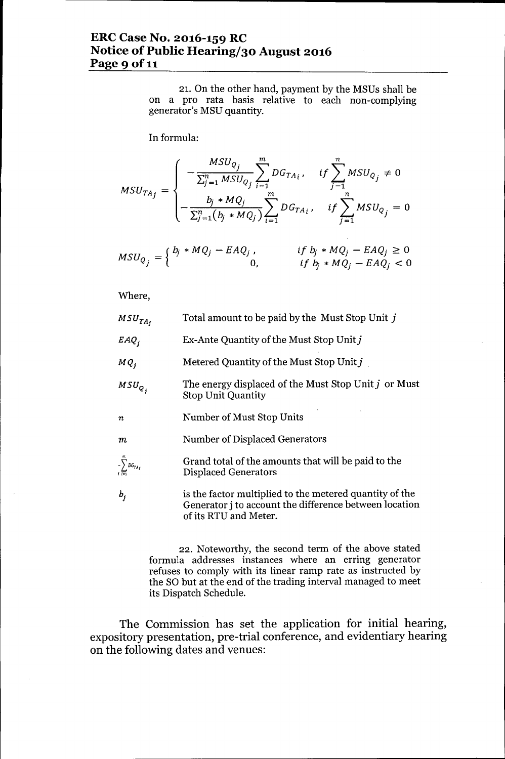21. On the other hand, payment by the MSUs shall be on a pro rata basis relative to each non-complying generator's MSU quantity.

In formula:

$$MSU_{TA_j} = \begin{cases} -\dfrac{MSU_{Q_j}}{\sum_{j=1}^{n} MSU_{Q_j}} \sum_{i=1}^{m} DG_{TA_i}, & if \sum_{j=1}^{n} MSU_{Q_j} \neq 0 \\ -\dfrac{b_j * MQ_j}{\sum_{j=1}^{n} (b_j * MQ_j)} \sum_{i=1}^{m} DG_{TA_i}, & if \sum_{j=1}^{n} MSU_{Q_j} = 0 \end{cases}$$

$$MSU_{Q_j} = \begin{cases} b_j * MQ_j - EAQ_j, & if\ b_j * MQ_j - EAQ_j \geq 0 \\ 0, & if\ b_j * MQ_j - EAQ_j < 0 \end{cases}$$

Where,

| | |
|---|---|
| $MSU_{TA_j}$ | Total amount to be paid by the Must Stop Unit $j$ |
| $EAQ_j$ | Ex-Ante Quantity of the Must Stop Unit $j$ |
| $MQ_j$ | Metered Quantity of the Must Stop Unit $j$ |
| $MSU_{Q_j}$ | The energy displaced of the Must Stop Unit $j$ or Must Stop Unit Quantity |
| $n$ | Number of Must Stop Units |
| $m$ | Number of Displaced Generators |
| $-\sum_{i=1}^{m} DG_{TA_i}$ | Grand total of the amounts that will be paid to the Displaced Generators |
| $b_j$ | is the factor multiplied to the metered quantity of the Generator j to account the difference between location of its RTU and Meter. |

22. Noteworthy, the second term of the above stated formula addresses instances where an erring generator refuses to comply with its linear ramp rate as instructed by the SO but at the end of the trading interval managed to meet its Dispatch Schedule.

The Commission has set the application for initial hearing, expository presentation, pre-trial conference, and evidentiary hearing on the following dates and venues: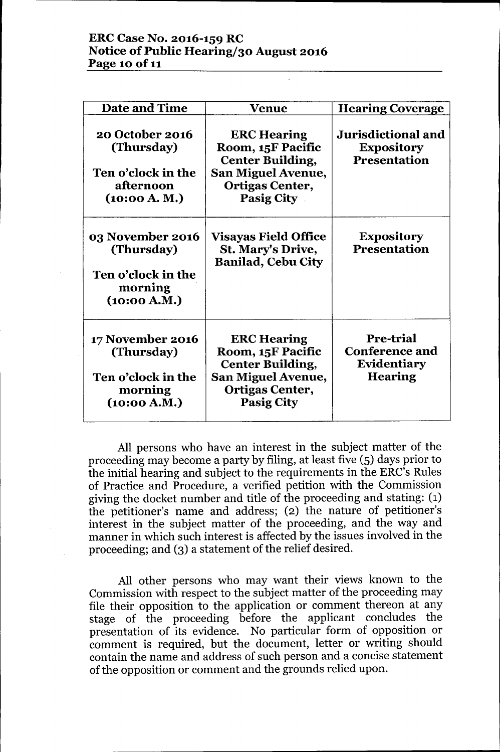| Date and Time | Venue | Hearing Coverage |
|---|---|---|
| **20 October 2016 (Thursday)**<br><br>**Ten o'clock in the afternoon (10:00 A. M.)** | **ERC Hearing Room, 15F Pacific Center Building, San Miguel Avenue, Ortigas Center, Pasig City** | **Jurisdictional and Expository Presentation** |
| **03 November 2016 (Thursday)**<br><br>**Ten o'clock in the morning (10:00 A.M.)** | **Visayas Field Office St. Mary's Drive, Banilad, Cebu City** | **Expository Presentation** |
| **17 November 2016 (Thursday)**<br><br>**Ten o'clock in the morning (10:00 A.M.)** | **ERC Hearing Room, 15F Pacific Center Building, San Miguel Avenue, Ortigas Center, Pasig City** | **Pre-trial Conference and Evidentiary Hearing** |

All persons who have an interest in the subject matter of the proceeding may become a party by filing, at least five (5) days prior to the initial hearing and subject to the requirements in the ERC's Rules of Practice and Procedure, a verified petition with the Commission giving the docket number and title of the proceeding and stating: (1) the petitioner's name and address; (2) the nature of petitioner's interest in the subject matter of the proceeding, and the way and manner in which such interest is affected by the issues involved in the proceeding; and (3) a statement of the relief desired.

All other persons who may want their views known to the Commission with respect to the subject matter of the proceeding may file their opposition to the application or comment thereon at any stage of the proceeding before the applicant concludes the presentation of its evidence. No particular form of opposition or comment is required, but the document, letter or writing should contain the name and address of such person and a concise statement of the opposition or comment and the grounds relied upon.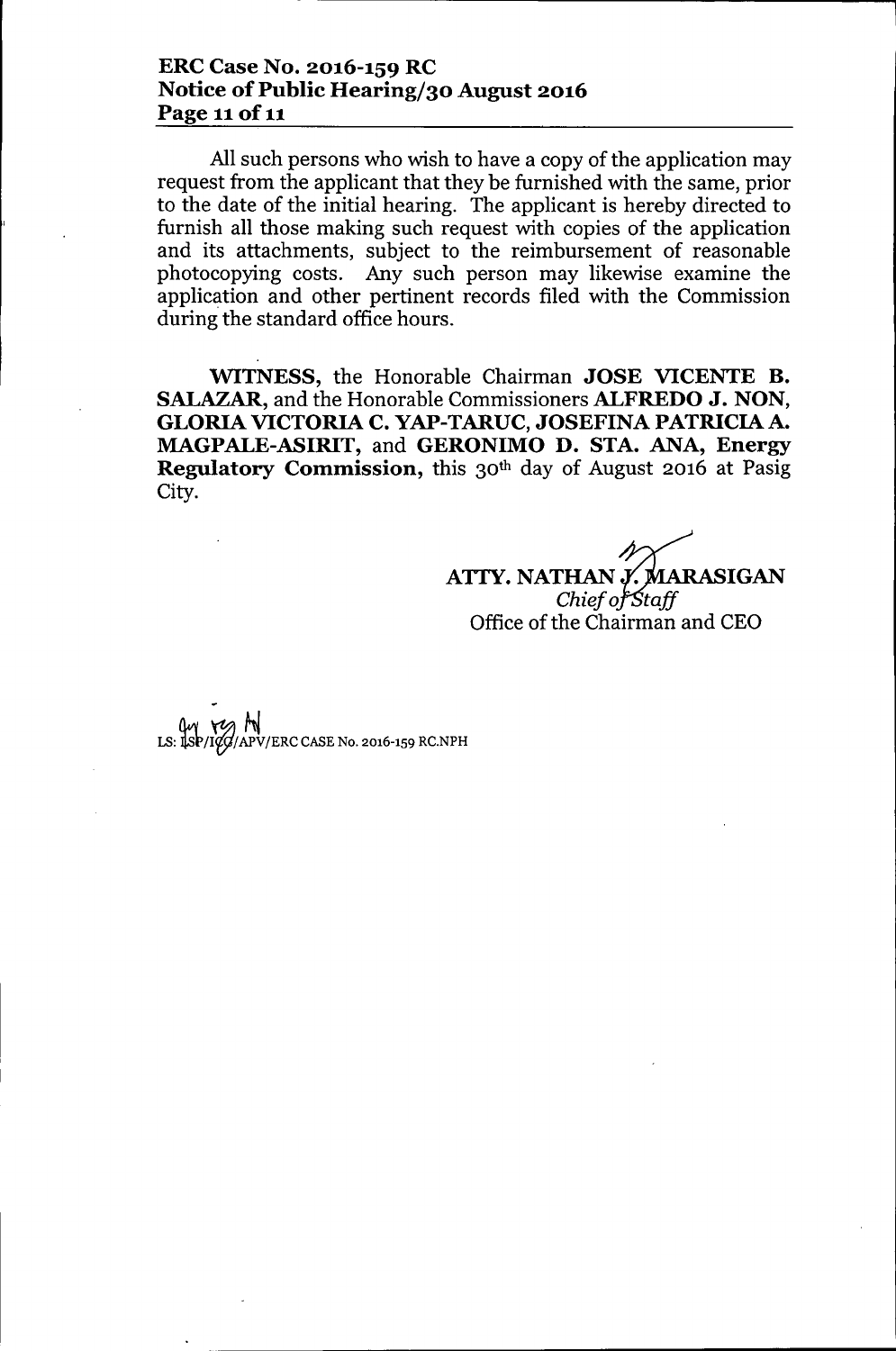All such persons who wish to have a copy of the application may request from the applicant that they be furnished with the same, prior to the date of the initial hearing. The applicant is hereby directed to furnish all those making such request with copies of the application and its attachments, subject to the reimbursement of reasonable photocopying costs. Any such person may likewise examine the application and other pertinent records filed with the Commission during the standard office hours.

**WITNESS,** the Honorable Chairman **JOSE VICENTE B. SALAZAR,** and the Honorable Commissioners **ALFREDO J. NON, GLORIA VICTORIA C. YAP-TARUC, JOSEFINA PATRICIA A. MAGPALE-ASIRIT,** and **GERONIMO D. STA. ANA, Energy Regulatory Commission,** this 30th day of August 2016 at Pasig City.

**ATTY. NATHAN J. MARASIGAN**
*Chief of Staff*
Office of the Chairman and CEO

LS: LSP/ICG/APV/ERC CASE No. 2016-159 RC.NPH